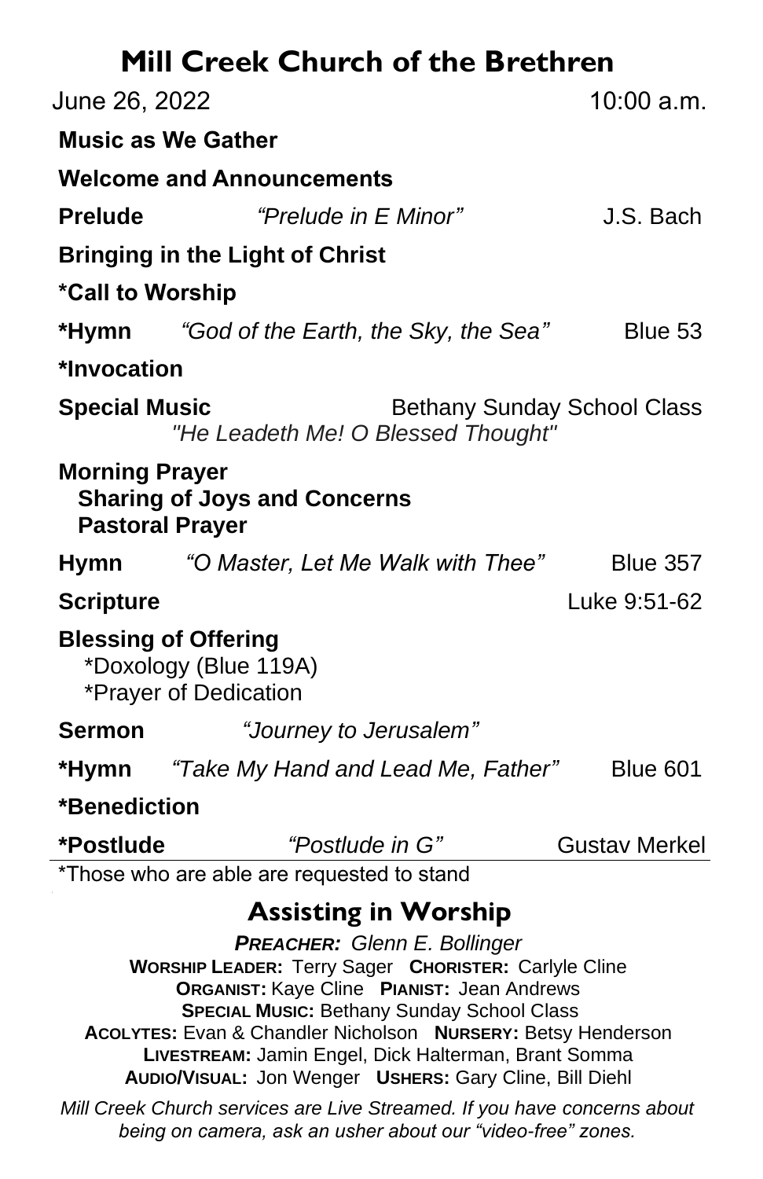# Mill Creek Church of the Brethren

June 26, 2022 — 10:00 a.m.

**Music as We Gather**

**Welcome and Announcements**

**Prelude** — *"Prelude in E Minor"* — J.S. Bach

**Bringing in the Light of Christ**

***Call to Worship**

***Hymn** — *"God of the Earth, the Sky, the Sea"* — Blue 53

***Invocation**

**Special Music** — Bethany Sunday School Class
*"He Leadeth Me! O Blessed Thought"*

**Morning Prayer**
- **Sharing of Joys and Concerns**
- **Pastoral Prayer**

**Hymn** — *"O Master, Let Me Walk with Thee"* — Blue 357

**Scripture** — Luke 9:51-62

**Blessing of Offering**
- *Doxology (Blue 119A)
- *Prayer of Dedication

**Sermon** — *"Journey to Jerusalem"*

***Hymn** — *"Take My Hand and Lead Me, Father"* — Blue 601

***Benediction**

***Postlude** — *"Postlude in G"* — Gustav Merkel

*Those who are able are requested to stand

## Assisting in Worship

***PREACHER:** Glenn E. Bollinger*
**WORSHIP LEADER:** Terry Sager **CHORISTER:** Carlyle Cline
**ORGANIST:** Kaye Cline **PIANIST:** Jean Andrews
**SPECIAL MUSIC:** Bethany Sunday School Class
**ACOLYTES:** Evan & Chandler Nicholson **NURSERY:** Betsy Henderson
**LIVESTREAM:** Jamin Engel, Dick Halterman, Brant Somma
**AUDIO/VISUAL:** Jon Wenger **USHERS:** Gary Cline, Bill Diehl

*Mill Creek Church services are Live Streamed. If you have concerns about being on camera, ask an usher about our "video-free" zones.*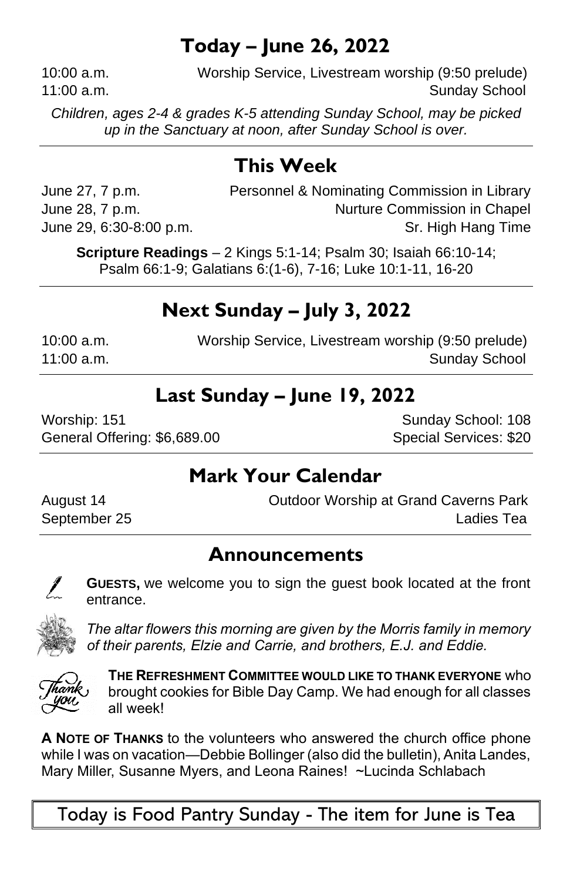## Today – June 26, 2022

10:00 a.m. Worship Service, Livestream worship (9:50 prelude)
11:00 a.m. Sunday School

*Children, ages 2-4 & grades K-5 attending Sunday School, may be picked up in the Sanctuary at noon, after Sunday School is over.*

## This Week

June 27, 7 p.m. Personnel & Nominating Commission in Library
June 28, 7 p.m. Nurture Commission in Chapel
June 29, 6:30-8:00 p.m. Sr. High Hang Time

**Scripture Readings** – 2 Kings 5:1-14; Psalm 30; Isaiah 66:10-14; Psalm 66:1-9; Galatians 6:(1-6), 7-16; Luke 10:1-11, 16-20

## Next Sunday – July 3, 2022

10:00 a.m. Worship Service, Livestream worship (9:50 prelude)
11:00 a.m. Sunday School

## Last Sunday – June 19, 2022

Worship: 151 Sunday School: 108
General Offering: $6,689.00 Special Services: $20

## Mark Your Calendar

August 14 Outdoor Worship at Grand Caverns Park
September 25 Ladies Tea

## Announcements

**GUESTS,** we welcome you to sign the guest book located at the front entrance.

*The altar flowers this morning are given by the Morris family in memory of their parents, Elzie and Carrie, and brothers, E.J. and Eddie.*

**THE REFRESHMENT COMMITTEE WOULD LIKE TO THANK EVERYONE** who brought cookies for Bible Day Camp. We had enough for all classes all week!

**A NOTE OF THANKS** to the volunteers who answered the church office phone while I was on vacation—Debbie Bollinger (also did the bulletin), Anita Landes, Mary Miller, Susanne Myers, and Leona Raines! ~Lucinda Schlabach

Today is Food Pantry Sunday - The item for June is Tea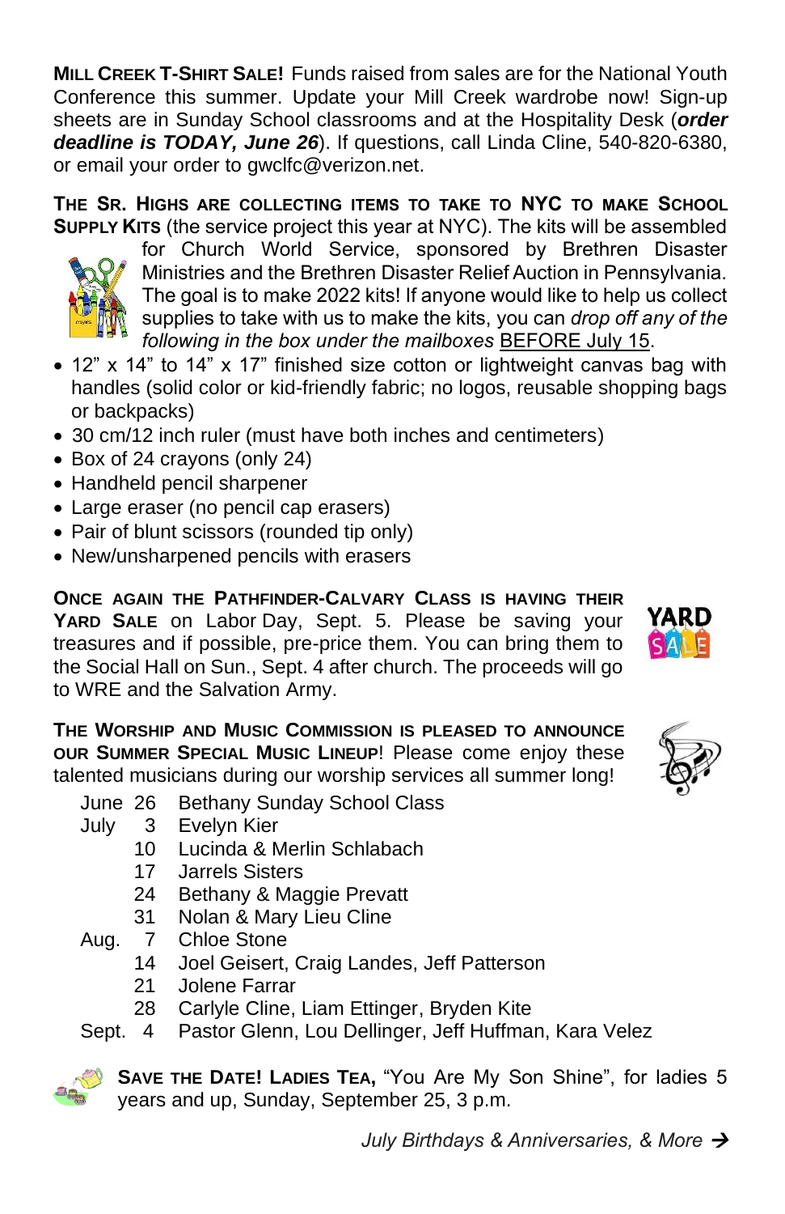**Mill Creek T-Shirt Sale!** Funds raised from sales are for the National Youth Conference this summer. Update your Mill Creek wardrobe now! Sign-up sheets are in Sunday School classrooms and at the Hospitality Desk (***order deadline is TODAY, June 26***). If questions, call Linda Cline, 540-820-6380, or email your order to gwclfc@verizon.net.

**The Sr. Highs are collecting items to take to NYC to make School Supply Kits** (the service project this year at NYC). The kits will be assembled for Church World Service, sponsored by Brethren Disaster Ministries and the Brethren Disaster Relief Auction in Pennsylvania. The goal is to make 2022 kits! If anyone would like to help us collect supplies to take with us to make the kits, you can *drop off any of the following in the box under the mailboxes* BEFORE July 15.

- 12" x 14" to 14" x 17" finished size cotton or lightweight canvas bag with handles (solid color or kid-friendly fabric; no logos, reusable shopping bags or backpacks)
- 30 cm/12 inch ruler (must have both inches and centimeters)
- Box of 24 crayons (only 24)
- Handheld pencil sharpener
- Large eraser (no pencil cap erasers)
- Pair of blunt scissors (rounded tip only)
- New/unsharpened pencils with erasers

**Once again the Pathfinder-Calvary Class is having their Yard Sale** on Labor Day, Sept. 5. Please be saving your treasures and if possible, pre-price them. You can bring them to the Social Hall on Sun., Sept. 4 after church. The proceeds will go to WRE and the Salvation Army.

**The Worship and Music Commission is pleased to announce our Summer Special Music Lineup**! Please come enjoy these talented musicians during our worship services all summer long!

| | | |
|---|---|---|
| June | 26 | Bethany Sunday School Class |
| July | 3 | Evelyn Kier |
| | 10 | Lucinda & Merlin Schlabach |
| | 17 | Jarrels Sisters |
| | 24 | Bethany & Maggie Prevatt |
| | 31 | Nolan & Mary Lieu Cline |
| Aug. | 7 | Chloe Stone |
| | 14 | Joel Geisert, Craig Landes, Jeff Patterson |
| | 21 | Jolene Farrar |
| | 28 | Carlyle Cline, Liam Ettinger, Bryden Kite |
| Sept. | 4 | Pastor Glenn, Lou Dellinger, Jeff Huffman, Kara Velez |

**Save the Date! Ladies Tea,** "You Are My Son Shine", for ladies 5 years and up, Sunday, September 25, 3 p.m.

*July Birthdays & Anniversaries, & More* →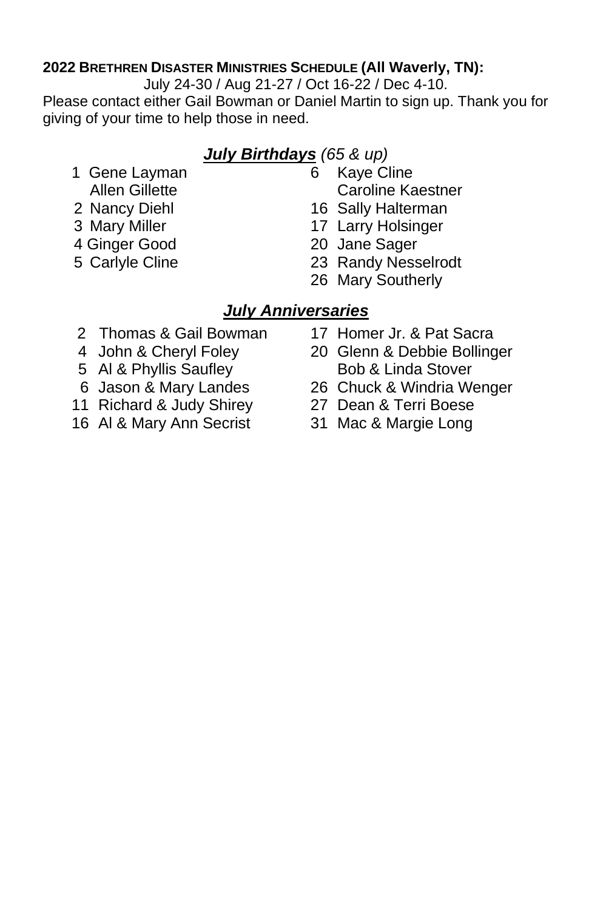**2022 BRETHREN DISASTER MINISTRIES SCHEDULE (All Waverly, TN):**

July 24-30 / Aug 21-27 / Oct 16-22 / Dec 4-10.

Please contact either Gail Bowman or Daniel Martin to sign up. Thank you for giving of your time to help those in need.

## ***July Birthdays*** *(65 & up)*

1 Gene Layman
  Allen Gillette
2 Nancy Diehl
3 Mary Miller
4 Ginger Good
5 Carlyle Cline
6 Kaye Cline
  Caroline Kaestner
16 Sally Halterman
17 Larry Holsinger
20 Jane Sager
23 Randy Nesselrodt
26 Mary Southerly

## ***July Anniversaries***

2 Thomas & Gail Bowman
4 John & Cheryl Foley
5 Al & Phyllis Saufley
6 Jason & Mary Landes
11 Richard & Judy Shirey
16 Al & Mary Ann Secrist
17 Homer Jr. & Pat Sacra
20 Glenn & Debbie Bollinger
  Bob & Linda Stover
26 Chuck & Windria Wenger
27 Dean & Terri Boese
31 Mac & Margie Long